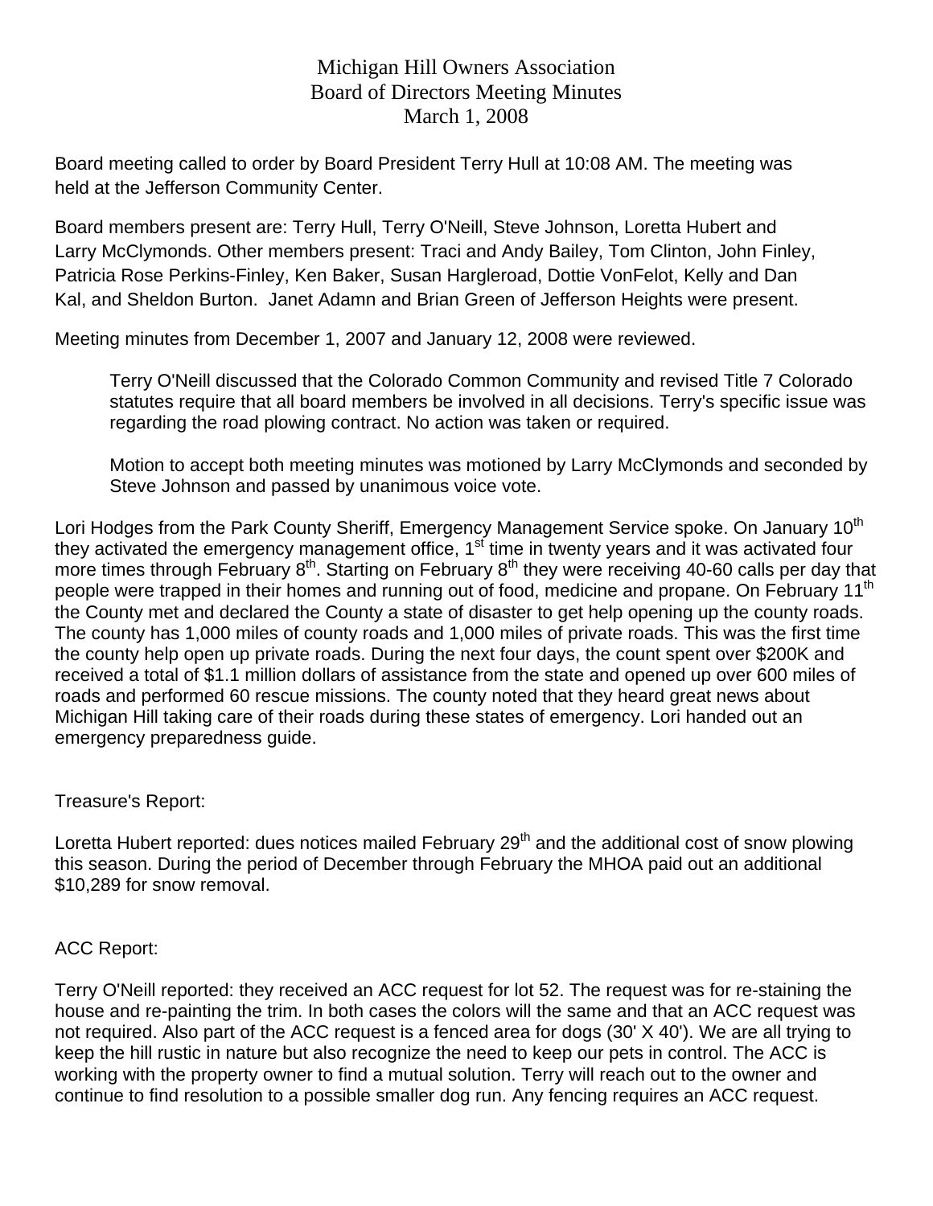# Michigan Hill Owners Association
## Board of Directors Meeting Minutes
## March 1, 2008

Board meeting called to order by Board President Terry Hull at 10:08 AM. The meeting was held at the Jefferson Community Center.

Board members present are: Terry Hull, Terry O'Neill, Steve Johnson, Loretta Hubert and Larry McClymonds. Other members present: Traci and Andy Bailey, Tom Clinton, John Finley, Patricia Rose Perkins-Finley, Ken Baker, Susan Hargleroad, Dottie VonFelot, Kelly and Dan Kal, and Sheldon Burton. Janet Adamn and Brian Green of Jefferson Heights were present.

Meeting minutes from December 1, 2007 and January 12, 2008 were reviewed.

> Terry O'Neill discussed that the Colorado Common Community and revised Title 7 Colorado statutes require that all board members be involved in all decisions. Terry's specific issue was regarding the road plowing contract. No action was taken or required.
>
> Motion to accept both meeting minutes was motioned by Larry McClymonds and seconded by Steve Johnson and passed by unanimous voice vote.

Lori Hodges from the Park County Sheriff, Emergency Management Service spoke. On January 10th they activated the emergency management office, 1st time in twenty years and it was activated four more times through February 8th. Starting on February 8th they were receiving 40-60 calls per day that people were trapped in their homes and running out of food, medicine and propane. On February 11th the County met and declared the County a state of disaster to get help opening up the county roads. The county has 1,000 miles of county roads and 1,000 miles of private roads. This was the first time the county help open up private roads. During the next four days, the count spent over $200K and received a total of $1.1 million dollars of assistance from the state and opened up over 600 miles of roads and performed 60 rescue missions. The county noted that they heard great news about Michigan Hill taking care of their roads during these states of emergency. Lori handed out an emergency preparedness guide.

Treasure's Report:

Loretta Hubert reported: dues notices mailed February 29th and the additional cost of snow plowing this season. During the period of December through February the MHOA paid out an additional $10,289 for snow removal.

ACC Report:

Terry O'Neill reported: they received an ACC request for lot 52. The request was for re-staining the house and re-painting the trim. In both cases the colors will the same and that an ACC request was not required. Also part of the ACC request is a fenced area for dogs (30' X 40'). We are all trying to keep the hill rustic in nature but also recognize the need to keep our pets in control. The ACC is working with the property owner to find a mutual solution. Terry will reach out to the owner and continue to find resolution to a possible smaller dog run. Any fencing requires an ACC request.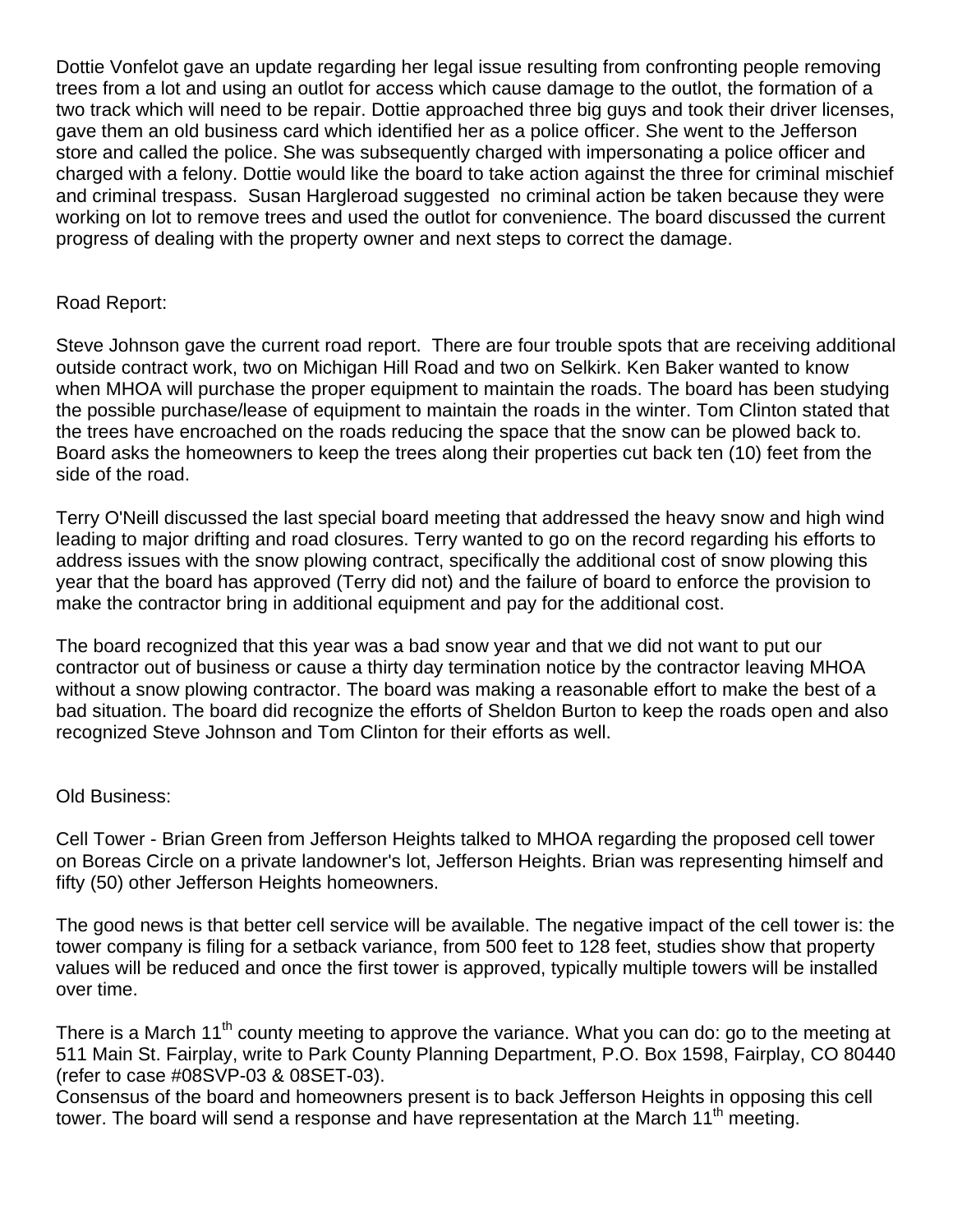Dottie Vonfelot gave an update regarding her legal issue resulting from confronting people removing trees from a lot and using an outlot for access which cause damage to the outlot, the formation of a two track which will need to be repair. Dottie approached three big guys and took their driver licenses, gave them an old business card which identified her as a police officer. She went to the Jefferson store and called the police. She was subsequently charged with impersonating a police officer and charged with a felony. Dottie would like the board to take action against the three for criminal mischief and criminal trespass. Susan Hargleroad suggested no criminal action be taken because they were working on lot to remove trees and used the outlot for convenience. The board discussed the current progress of dealing with the property owner and next steps to correct the damage.

Road Report:

Steve Johnson gave the current road report. There are four trouble spots that are receiving additional outside contract work, two on Michigan Hill Road and two on Selkirk. Ken Baker wanted to know when MHOA will purchase the proper equipment to maintain the roads. The board has been studying the possible purchase/lease of equipment to maintain the roads in the winter. Tom Clinton stated that the trees have encroached on the roads reducing the space that the snow can be plowed back to. Board asks the homeowners to keep the trees along their properties cut back ten (10) feet from the side of the road.

Terry O'Neill discussed the last special board meeting that addressed the heavy snow and high wind leading to major drifting and road closures. Terry wanted to go on the record regarding his efforts to address issues with the snow plowing contract, specifically the additional cost of snow plowing this year that the board has approved (Terry did not) and the failure of board to enforce the provision to make the contractor bring in additional equipment and pay for the additional cost.

The board recognized that this year was a bad snow year and that we did not want to put our contractor out of business or cause a thirty day termination notice by the contractor leaving MHOA without a snow plowing contractor. The board was making a reasonable effort to make the best of a bad situation. The board did recognize the efforts of Sheldon Burton to keep the roads open and also recognized Steve Johnson and Tom Clinton for their efforts as well.

Old Business:

Cell Tower - Brian Green from Jefferson Heights talked to MHOA regarding the proposed cell tower on Boreas Circle on a private landowner's lot, Jefferson Heights. Brian was representing himself and fifty (50) other Jefferson Heights homeowners.

The good news is that better cell service will be available. The negative impact of the cell tower is: the tower company is filing for a setback variance, from 500 feet to 128 feet, studies show that property values will be reduced and once the first tower is approved, typically multiple towers will be installed over time.

There is a March 11th county meeting to approve the variance. What you can do: go to the meeting at 511 Main St. Fairplay, write to Park County Planning Department, P.O. Box 1598, Fairplay, CO 80440 (refer to case #08SVP-03 & 08SET-03).
Consensus of the board and homeowners present is to back Jefferson Heights in opposing this cell tower. The board will send a response and have representation at the March 11th meeting.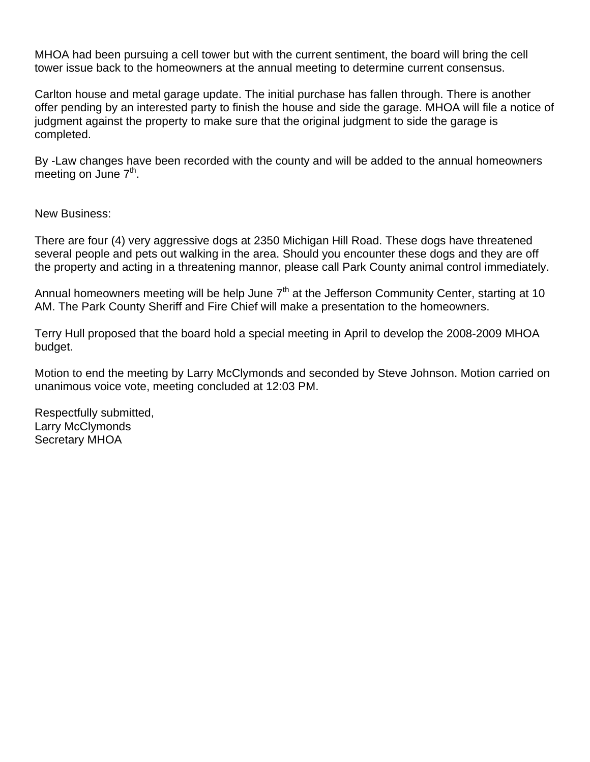MHOA had been pursuing a cell tower but with the current sentiment, the board will bring the cell tower issue back to the homeowners at the annual meeting to determine current consensus.

Carlton house and metal garage update. The initial purchase has fallen through. There is another offer pending by an interested party to finish the house and side the garage. MHOA will file a notice of judgment against the property to make sure that the original judgment to side the garage is completed.

By -Law changes have been recorded with the county and will be added to the annual homeowners meeting on June 7th.

New Business:

There are four (4) very aggressive dogs at 2350 Michigan Hill Road. These dogs have threatened several people and pets out walking in the area. Should you encounter these dogs and they are off the property and acting in a threatening mannor, please call Park County animal control immediately.

Annual homeowners meeting will be help June 7th at the Jefferson Community Center, starting at 10 AM. The Park County Sheriff and Fire Chief will make a presentation to the homeowners.

Terry Hull proposed that the board hold a special meeting in April to develop the 2008-2009 MHOA budget.

Motion to end the meeting by Larry McClymonds and seconded by Steve Johnson. Motion carried on unanimous voice vote, meeting concluded at 12:03 PM.

Respectfully submitted,  
Larry McClymonds  
Secretary MHOA